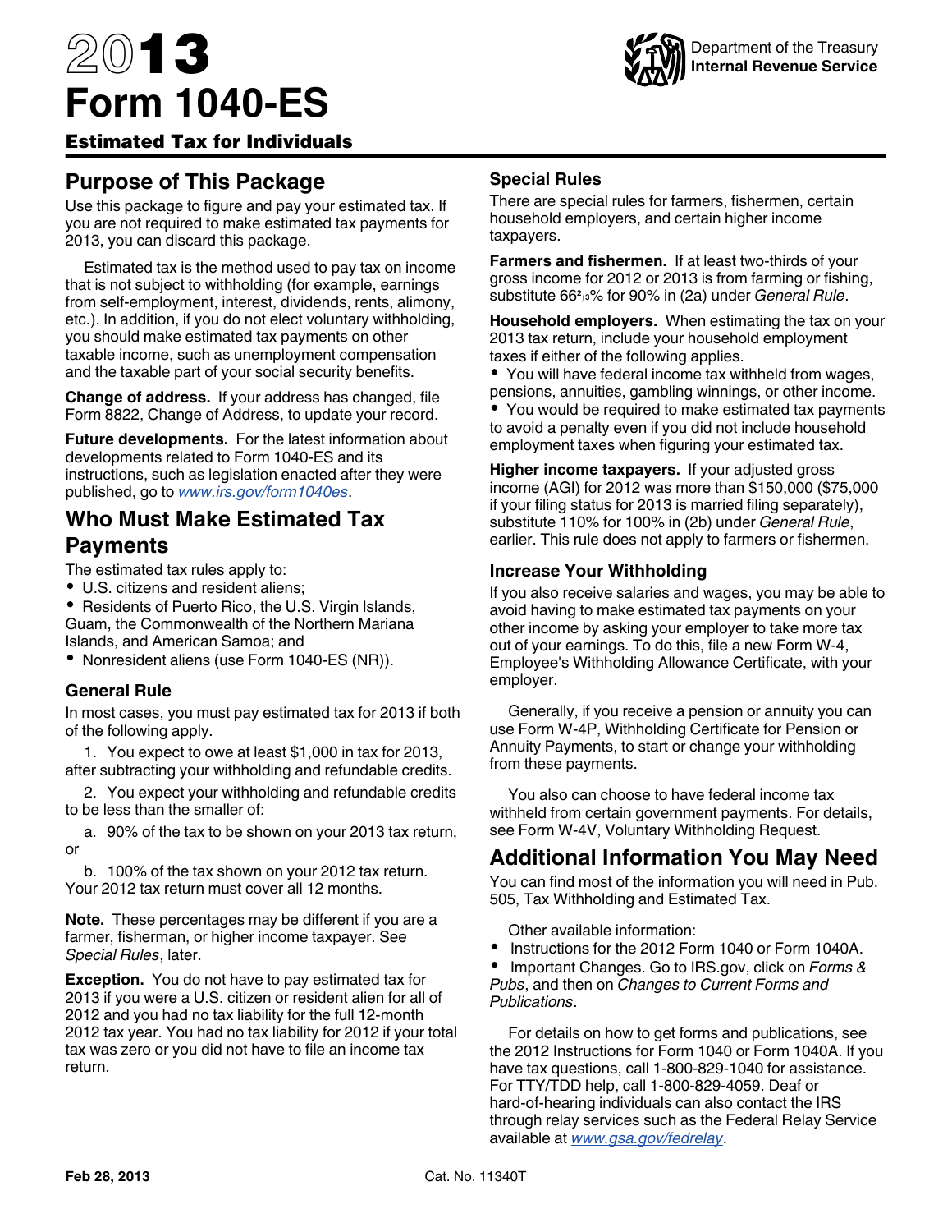# 2013 Form 1040-ES

Department of the Treasury
Internal Revenue Service

**Estimated Tax for Individuals**

## Purpose of This Package

Use this package to figure and pay your estimated tax. If you are not required to make estimated tax payments for 2013, you can discard this package.

Estimated tax is the method used to pay tax on income that is not subject to withholding (for example, earnings from self-employment, interest, dividends, rents, alimony, etc.). In addition, if you do not elect voluntary withholding, you should make estimated tax payments on other taxable income, such as unemployment compensation and the taxable part of your social security benefits.

**Change of address.** If your address has changed, file Form 8822, Change of Address, to update your record.

**Future developments.** For the latest information about developments related to Form 1040-ES and its instructions, such as legislation enacted after they were published, go to *www.irs.gov/form1040es*.

## Who Must Make Estimated Tax Payments

The estimated tax rules apply to:

- U.S. citizens and resident aliens;
- Residents of Puerto Rico, the U.S. Virgin Islands, Guam, the Commonwealth of the Northern Mariana Islands, and American Samoa; and
- Nonresident aliens (use Form 1040-ES (NR)).

### General Rule

In most cases, you must pay estimated tax for 2013 if both of the following apply.

1. You expect to owe at least $1,000 in tax for 2013, after subtracting your withholding and refundable credits.

2. You expect your withholding and refundable credits to be less than the smaller of:

   a. 90% of the tax to be shown on your 2013 tax return, or

   b. 100% of the tax shown on your 2012 tax return. Your 2012 tax return must cover all 12 months.

**Note.** These percentages may be different if you are a farmer, fisherman, or higher income taxpayer. See *Special Rules*, later.

**Exception.** You do not have to pay estimated tax for 2013 if you were a U.S. citizen or resident alien for all of 2012 and you had no tax liability for the full 12-month 2012 tax year. You had no tax liability for 2012 if your total tax was zero or you did not have to file an income tax return.

### Special Rules

There are special rules for farmers, fishermen, certain household employers, and certain higher income taxpayers.

**Farmers and fishermen.** If at least two-thirds of your gross income for 2012 or 2013 is from farming or fishing, substitute 66⅔% for 90% in (2a) under *General Rule*.

**Household employers.** When estimating the tax on your 2013 tax return, include your household employment taxes if either of the following applies.

- You will have federal income tax withheld from wages, pensions, annuities, gambling winnings, or other income.
- You would be required to make estimated tax payments to avoid a penalty even if you did not include household employment taxes when figuring your estimated tax.

**Higher income taxpayers.** If your adjusted gross income (AGI) for 2012 was more than $150,000 ($75,000 if your filing status for 2013 is married filing separately), substitute 110% for 100% in (2b) under *General Rule*, earlier. This rule does not apply to farmers or fishermen.

### Increase Your Withholding

If you also receive salaries and wages, you may be able to avoid having to make estimated tax payments on your other income by asking your employer to take more tax out of your earnings. To do this, file a new Form W-4, Employee's Withholding Allowance Certificate, with your employer.

Generally, if you receive a pension or annuity you can use Form W-4P, Withholding Certificate for Pension or Annuity Payments, to start or change your withholding from these payments.

You also can choose to have federal income tax withheld from certain government payments. For details, see Form W-4V, Voluntary Withholding Request.

## Additional Information You May Need

You can find most of the information you will need in Pub. 505, Tax Withholding and Estimated Tax.

Other available information:

- Instructions for the 2012 Form 1040 or Form 1040A.
- Important Changes. Go to IRS.gov, click on *Forms & Pubs*, and then on *Changes to Current Forms and Publications*.

For details on how to get forms and publications, see the 2012 Instructions for Form 1040 or Form 1040A. If you have tax questions, call 1-800-829-1040 for assistance. For TTY/TDD help, call 1-800-829-4059. Deaf or hard-of-hearing individuals can also contact the IRS through relay services such as the Federal Relay Service available at *www.gsa.gov/fedrelay*.

Feb 28, 2013 Cat. No. 11340T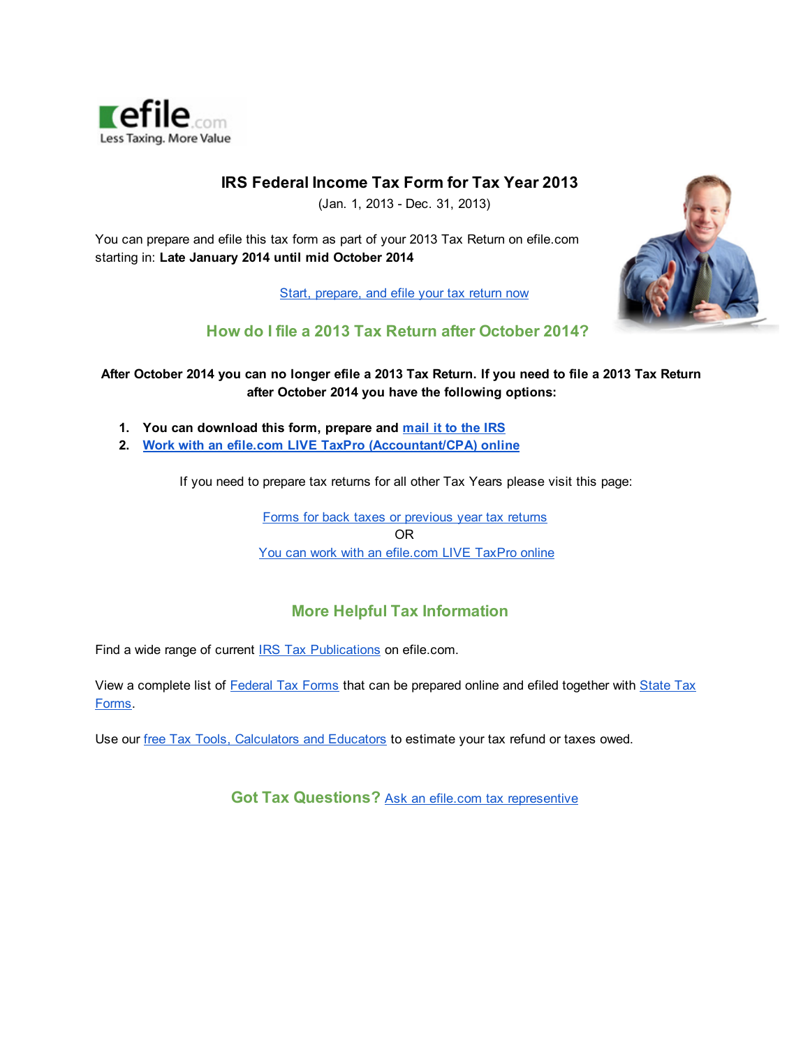efile.com
Less Taxing. More Value

# IRS Federal Income Tax Form for Tax Year 2013

(Jan. 1, 2013 - Dec. 31, 2013)

You can prepare and efile this tax form as part of your 2013 Tax Return on efile.com starting in: **Late January 2014 until mid October 2014**

Start, prepare, and efile your tax return now

## How do I file a 2013 Tax Return after October 2014?

**After October 2014 you can no longer efile a 2013 Tax Return. If you need to file a 2013 Tax Return after October 2014 you have the following options:**

1. **You can download this form, prepare and mail it to the IRS**
2. **Work with an efile.com LIVE TaxPro (Accountant/CPA) online**

If you need to prepare tax returns for all other Tax Years please visit this page:

Forms for back taxes or previous year tax returns
OR
You can work with an efile.com LIVE TaxPro online

## More Helpful Tax Information

Find a wide range of current IRS Tax Publications on efile.com.

View a complete list of Federal Tax Forms that can be prepared online and efiled together with State Tax Forms.

Use our free Tax Tools, Calculators and Educators to estimate your tax refund or taxes owed.

## Got Tax Questions? Ask an efile.com tax representive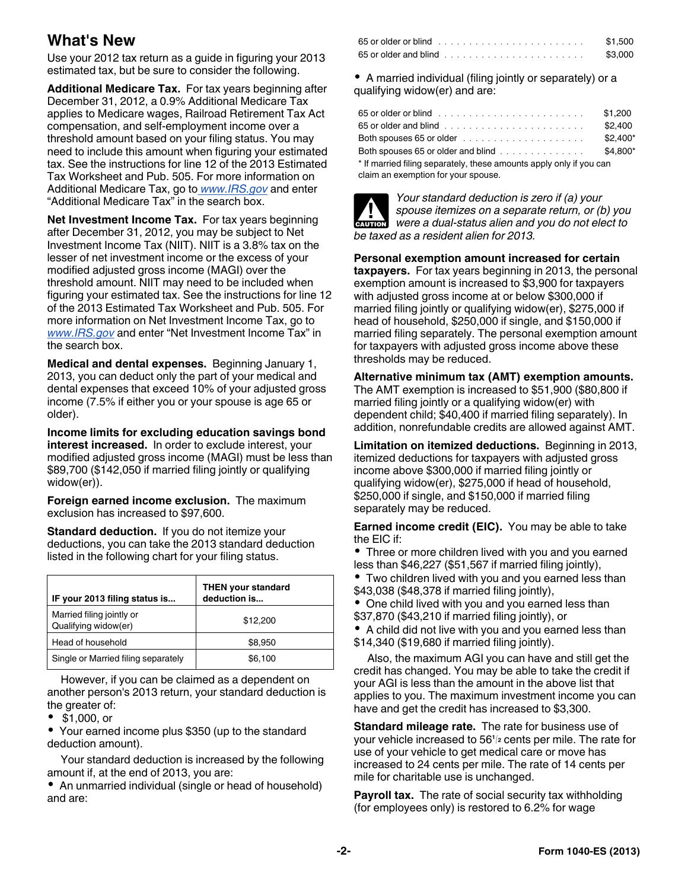## What's New

Use your 2012 tax return as a guide in figuring your 2013 estimated tax, but be sure to consider the following.

**Additional Medicare Tax.** For tax years beginning after December 31, 2012, a 0.9% Additional Medicare Tax applies to Medicare wages, Railroad Retirement Tax Act compensation, and self-employment income over a threshold amount based on your filing status. You may need to include this amount when figuring your estimated tax. See the instructions for line 12 of the 2013 Estimated Tax Worksheet and Pub. 505. For more information on Additional Medicare Tax, go to www.IRS.gov and enter "Additional Medicare Tax" in the search box.

**Net Investment Income Tax.** For tax years beginning after December 31, 2012, you may be subject to Net Investment Income Tax (NIIT). NIIT is a 3.8% tax on the lesser of net investment income or the excess of your modified adjusted gross income (MAGI) over the threshold amount. NIIT may need to be included when figuring your estimated tax. See the instructions for line 12 of the 2013 Estimated Tax Worksheet and Pub. 505. For more information on Net Investment Income Tax, go to www.IRS.gov and enter "Net Investment Income Tax" in the search box.

**Medical and dental expenses.** Beginning January 1, 2013, you can deduct only the part of your medical and dental expenses that exceed 10% of your adjusted gross income (7.5% if either you or your spouse is age 65 or older).

**Income limits for excluding education savings bond interest increased.** In order to exclude interest, your modified adjusted gross income (MAGI) must be less than $89,700 ($142,050 if married filing jointly or qualifying widow(er)).

**Foreign earned income exclusion.** The maximum exclusion has increased to $97,600.

**Standard deduction.** If you do not itemize your deductions, you can take the 2013 standard deduction listed in the following chart for your filing status.

| IF your 2013 filing status is... | THEN your standard deduction is... |
|---|---|
| Married filing jointly or Qualifying widow(er) | $12,200 |
| Head of household | $8,950 |
| Single or Married filing separately | $6,100 |

However, if you can be claimed as a dependent on another person's 2013 return, your standard deduction is the greater of:

- $1,000, or
- Your earned income plus $350 (up to the standard deduction amount).

Your standard deduction is increased by the following amount if, at the end of 2013, you are:

- An unmarried individual (single or head of household) and are:

| | |
|---|---|
| 65 or older or blind | $1,500 |
| 65 or older and blind | $3,000 |

- A married individual (filing jointly or separately) or a qualifying widow(er) and are:

| | |
|---|---|
| 65 or older or blind | $1,200 |
| 65 or older and blind | $2,400 |
| Both spouses 65 or older | $2,400* |
| Both spouses 65 or older and blind | $4,800* |

\* If married filing separately, these amounts apply only if you can claim an exemption for your spouse.

**CAUTION** *Your standard deduction is zero if (a) your spouse itemizes on a separate return, or (b) you were a dual-status alien and you do not elect to be taxed as a resident alien for 2013.*

**Personal exemption amount increased for certain taxpayers.** For tax years beginning in 2013, the personal exemption amount is increased to $3,900 for taxpayers with adjusted gross income at or below $300,000 if married filing jointly or qualifying widow(er), $275,000 if head of household, $250,000 if single, and $150,000 if married filing separately. The personal exemption amount for taxpayers with adjusted gross income above these thresholds may be reduced.

**Alternative minimum tax (AMT) exemption amounts.** The AMT exemption is increased to $51,900 ($80,800 if married filing jointly or a qualifying widow(er) with dependent child; $40,400 if married filing separately). In addition, nonrefundable credits are allowed against AMT.

**Limitation on itemized deductions.** Beginning in 2013, itemized deductions for taxpayers with adjusted gross income above $300,000 if married filing jointly or qualifying widow(er), $275,000 if head of household, $250,000 if single, and $150,000 if married filing separately may be reduced.

**Earned income credit (EIC).** You may be able to take the EIC if:

- Three or more children lived with you and you earned less than $46,227 ($51,567 if married filing jointly),
- Two children lived with you and you earned less than $43,038 ($48,378 if married filing jointly),
- One child lived with you and you earned less than $37,870 ($43,210 if married filing jointly), or
- A child did not live with you and you earned less than $14,340 ($19,680 if married filing jointly).

Also, the maximum AGI you can have and still get the credit has changed. You may be able to take the credit if your AGI is less than the amount in the above list that applies to you. The maximum investment income you can have and get the credit has increased to $3,300.

**Standard mileage rate.** The rate for business use of your vehicle increased to 56 1/2 cents per mile. The rate for use of your vehicle to get medical care or move has increased to 24 cents per mile. The rate of 14 cents per mile for charitable use is unchanged.

**Payroll tax.** The rate of social security tax withholding (for employees only) is restored to 6.2% for wage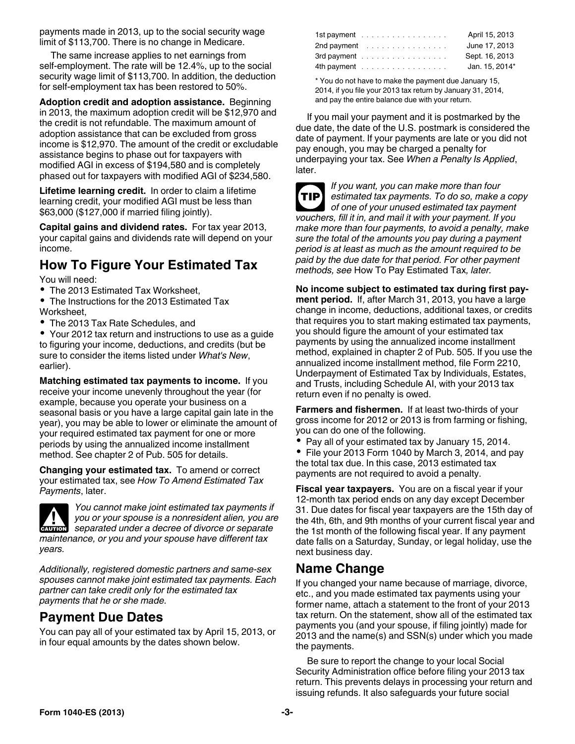payments made in 2013, up to the social security wage limit of $113,700. There is no change in Medicare.

The same increase applies to net earnings from self-employment. The rate will be 12.4%, up to the social security wage limit of $113,700. In addition, the deduction for self-employment tax has been restored to 50%.

**Adoption credit and adoption assistance.** Beginning in 2013, the maximum adoption credit will be $12,970 and the credit is not refundable. The maximum amount of adoption assistance that can be excluded from gross income is $12,970. The amount of the credit or excludable assistance begins to phase out for taxpayers with modified AGI in excess of $194,580 and is completely phased out for taxpayers with modified AGI of $234,580.

**Lifetime learning credit.** In order to claim a lifetime learning credit, your modified AGI must be less than $63,000 ($127,000 if married filing jointly).

**Capital gains and dividend rates.** For tax year 2013, your capital gains and dividends rate will depend on your income.

## How To Figure Your Estimated Tax

You will need:

- The 2013 Estimated Tax Worksheet,
- The Instructions for the 2013 Estimated Tax Worksheet,
- The 2013 Tax Rate Schedules, and
- Your 2012 tax return and instructions to use as a guide to figuring your income, deductions, and credits (but be sure to consider the items listed under *What's New*, earlier).

**Matching estimated tax payments to income.** If you receive your income unevenly throughout the year (for example, because you operate your business on a seasonal basis or you have a large capital gain late in the year), you may be able to lower or eliminate the amount of your required estimated tax payment for one or more periods by using the annualized income installment method. See chapter 2 of Pub. 505 for details.

**Changing your estimated tax.** To amend or correct your estimated tax, see *How To Amend Estimated Tax Payments*, later.

**CAUTION** *You cannot make joint estimated tax payments if you or your spouse is a nonresident alien, you are separated under a decree of divorce or separate maintenance, or you and your spouse have different tax years.*

*Additionally, registered domestic partners and same-sex spouses cannot make joint estimated tax payments. Each partner can take credit only for the estimated tax payments that he or she made.*

## Payment Due Dates

You can pay all of your estimated tax by April 15, 2013, or in four equal amounts by the dates shown below.

| | |
|---|---|
| 1st payment | April 15, 2013 |
| 2nd payment | June 17, 2013 |
| 3rd payment | Sept. 16, 2013 |
| 4th payment | Jan. 15, 2014* |

\* You do not have to make the payment due January 15, 2014, if you file your 2013 tax return by January 31, 2014, and pay the entire balance due with your return.

If you mail your payment and it is postmarked by the due date, the date of the U.S. postmark is considered the date of payment. If your payments are late or you did not pay enough, you may be charged a penalty for underpaying your tax. See *When a Penalty Is Applied*, later.

**TIP** *If you want, you can make more than four estimated tax payments. To do so, make a copy of one of your unused estimated tax payment vouchers, fill it in, and mail it with your payment. If you make more than four payments, to avoid a penalty, make sure the total of the amounts you pay during a payment period is at least as much as the amount required to be paid by the due date for that period. For other payment methods, see* How To Pay Estimated Tax*, later.*

**No income subject to estimated tax during first payment period.** If, after March 31, 2013, you have a large change in income, deductions, additional taxes, or credits that requires you to start making estimated tax payments, you should figure the amount of your estimated tax payments by using the annualized income installment method, explained in chapter 2 of Pub. 505. If you use the annualized income installment method, file Form 2210, Underpayment of Estimated Tax by Individuals, Estates, and Trusts, including Schedule AI, with your 2013 tax return even if no penalty is owed.

**Farmers and fishermen.** If at least two-thirds of your gross income for 2012 or 2013 is from farming or fishing, you can do one of the following.

- Pay all of your estimated tax by January 15, 2014.
- File your 2013 Form 1040 by March 3, 2014, and pay the total tax due. In this case, 2013 estimated tax payments are not required to avoid a penalty.

**Fiscal year taxpayers.** You are on a fiscal year if your 12-month tax period ends on any day except December 31. Due dates for fiscal year taxpayers are the 15th day of the 4th, 6th, and 9th months of your current fiscal year and the 1st month of the following fiscal year. If any payment date falls on a Saturday, Sunday, or legal holiday, use the next business day.

## Name Change

If you changed your name because of marriage, divorce, etc., and you made estimated tax payments using your former name, attach a statement to the front of your 2013 tax return. On the statement, show all of the estimated tax payments you (and your spouse, if filing jointly) made for 2013 and the name(s) and SSN(s) under which you made the payments.

Be sure to report the change to your local Social Security Administration office before filing your 2013 tax return. This prevents delays in processing your return and issuing refunds. It also safeguards your future social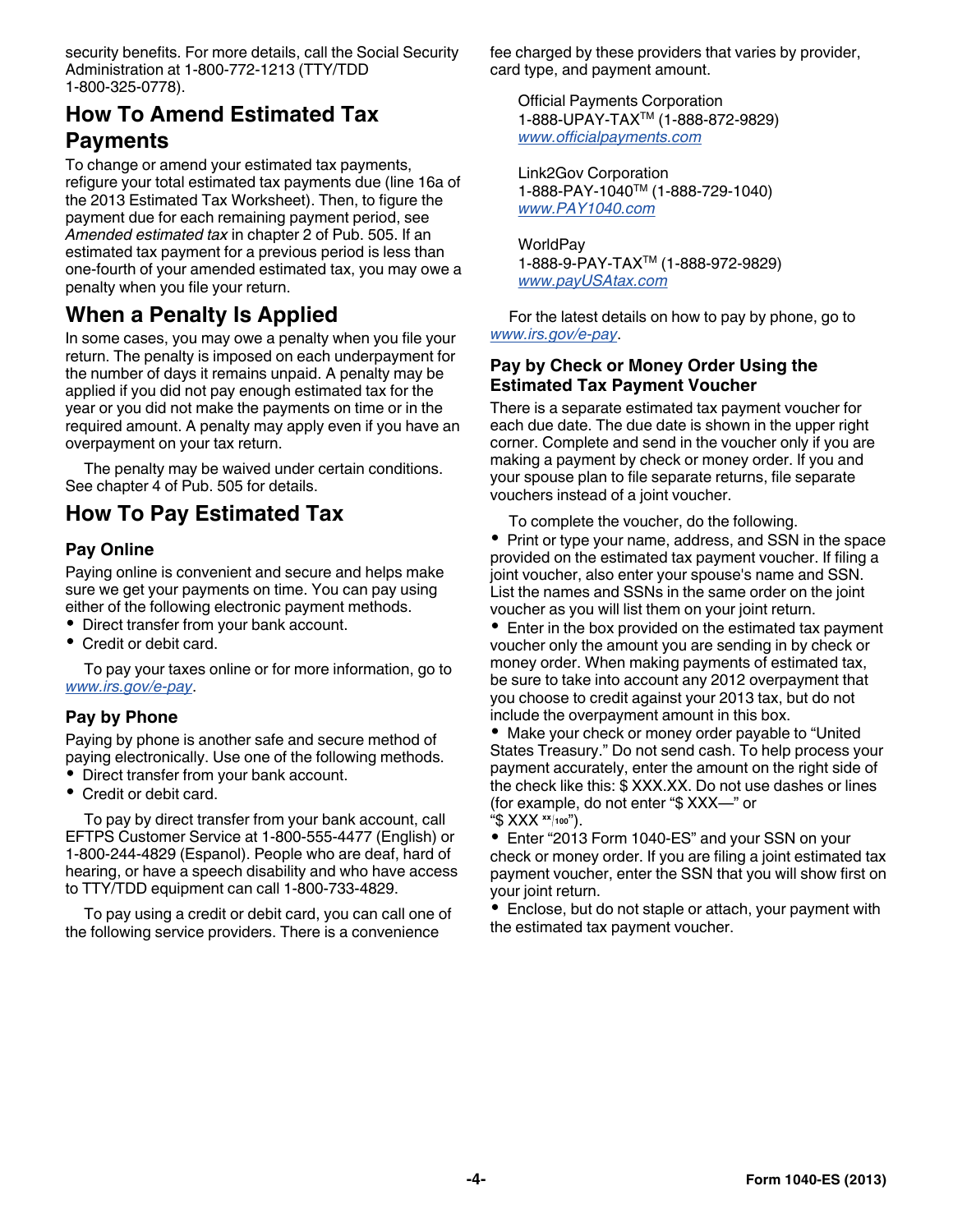security benefits. For more details, call the Social Security Administration at 1-800-772-1213 (TTY/TDD 1-800-325-0778).

## How To Amend Estimated Tax Payments

To change or amend your estimated tax payments, refigure your total estimated tax payments due (line 16a of the 2013 Estimated Tax Worksheet). Then, to figure the payment due for each remaining payment period, see *Amended estimated tax* in chapter 2 of Pub. 505. If an estimated tax payment for a previous period is less than one-fourth of your amended estimated tax, you may owe a penalty when you file your return.

## When a Penalty Is Applied

In some cases, you may owe a penalty when you file your return. The penalty is imposed on each underpayment for the number of days it remains unpaid. A penalty may be applied if you did not pay enough estimated tax for the year or you did not make the payments on time or in the required amount. A penalty may apply even if you have an overpayment on your tax return.

The penalty may be waived under certain conditions. See chapter 4 of Pub. 505 for details.

## How To Pay Estimated Tax

### Pay Online

Paying online is convenient and secure and helps make sure we get your payments on time. You can pay using either of the following electronic payment methods.

- Direct transfer from your bank account.
- Credit or debit card.

To pay your taxes online or for more information, go to www.irs.gov/e-pay.

### Pay by Phone

Paying by phone is another safe and secure method of paying electronically. Use one of the following methods.

- Direct transfer from your bank account.
- Credit or debit card.

To pay by direct transfer from your bank account, call EFTPS Customer Service at 1-800-555-4477 (English) or 1-800-244-4829 (Espanol). People who are deaf, hard of hearing, or have a speech disability and who have access to TTY/TDD equipment can call 1-800-733-4829.

To pay using a credit or debit card, you can call one of the following service providers. There is a convenience fee charged by these providers that varies by provider, card type, and payment amount.

Official Payments Corporation
1-888-UPAY-TAX™ (1-888-872-9829)
www.officialpayments.com

Link2Gov Corporation
1-888-PAY-1040™ (1-888-729-1040)
www.PAY1040.com

WorldPay
1-888-9-PAY-TAX™ (1-888-972-9829)
www.payUSAtax.com

For the latest details on how to pay by phone, go to www.irs.gov/e-pay.

### Pay by Check or Money Order Using the Estimated Tax Payment Voucher

There is a separate estimated tax payment voucher for each due date. The due date is shown in the upper right corner. Complete and send in the voucher only if you are making a payment by check or money order. If you and your spouse plan to file separate returns, file separate vouchers instead of a joint voucher.

To complete the voucher, do the following.

- Print or type your name, address, and SSN in the space provided on the estimated tax payment voucher. If filing a joint voucher, also enter your spouse's name and SSN. List the names and SSNs in the same order on the joint voucher as you will list them on your joint return.
- Enter in the box provided on the estimated tax payment voucher only the amount you are sending in by check or money order. When making payments of estimated tax, be sure to take into account any 2012 overpayment that you choose to credit against your 2013 tax, but do not include the overpayment amount in this box.
- Make your check or money order payable to "United States Treasury." Do not send cash. To help process your payment accurately, enter the amount on the right side of the check like this: $ XXX.XX. Do not use dashes or lines (for example, do not enter "$ XXX—" or "$ XXX xx/100").
- Enter "2013 Form 1040-ES" and your SSN on your check or money order. If you are filing a joint estimated tax payment voucher, enter the SSN that you will show first on your joint return.
- Enclose, but do not staple or attach, your payment with the estimated tax payment voucher.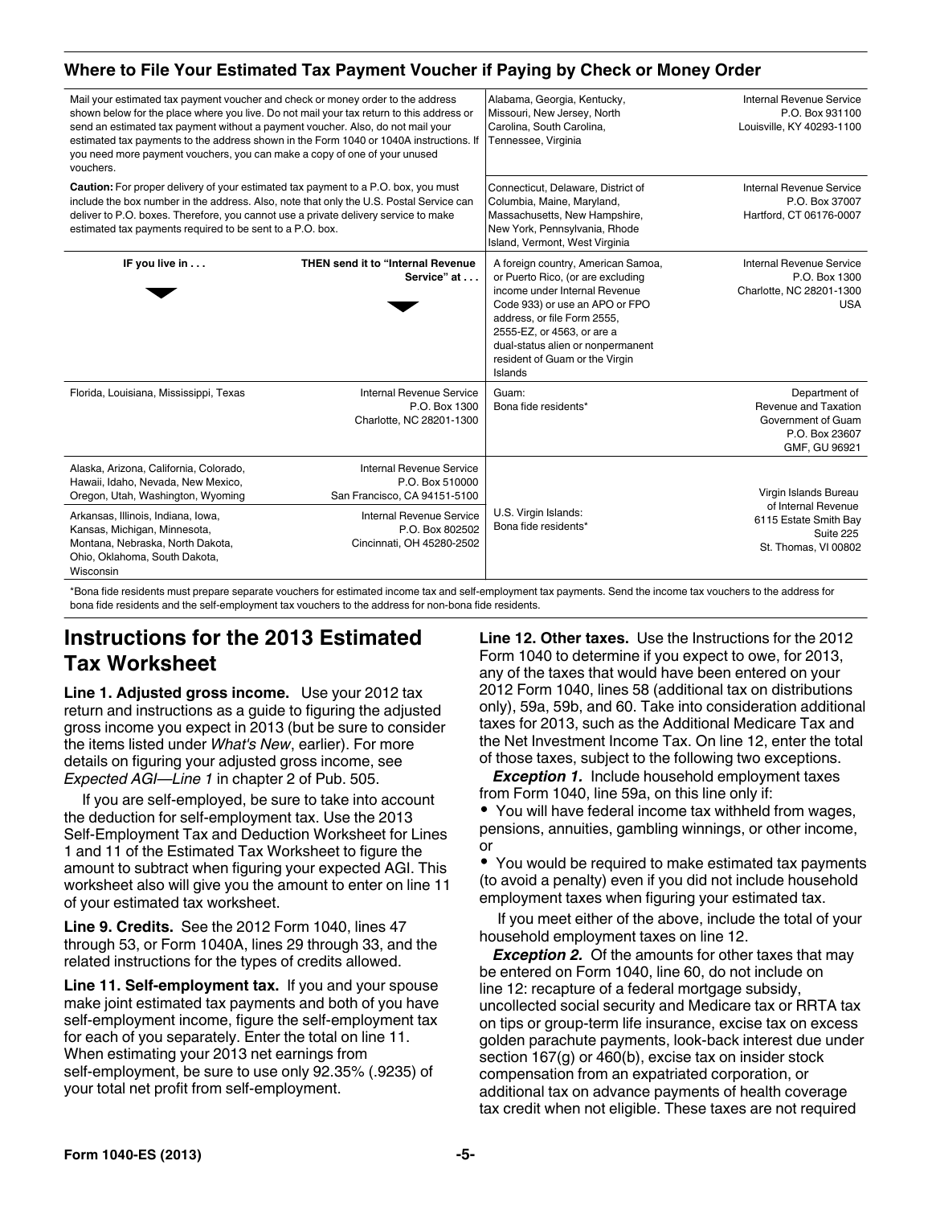## Where to File Your Estimated Tax Payment Voucher if Paying by Check or Money Order

Mail your estimated tax payment voucher and check or money order to the address shown below for the place where you live. Do not mail your tax return to this address or send an estimated tax payment without a payment voucher. Also, do not mail your estimated tax payments to the address shown in the Form 1040 or 1040A instructions. If you need more payment vouchers, you can make a copy of one of your unused vouchers.

**Caution:** For proper delivery of your estimated tax payment to a P.O. box, you must include the box number in the address. Also, note that only the U.S. Postal Service can deliver to P.O. boxes. Therefore, you cannot use a private delivery service to make estimated tax payments required to be sent to a P.O. box.

| IF you live in . . . | THEN send it to "Internal Revenue Service" at . . . |
|---|---|
| Alabama, Georgia, Kentucky, Missouri, New Jersey, North Carolina, South Carolina, Tennessee, Virginia | Internal Revenue Service P.O. Box 931100 Louisville, KY 40293-1100 |
| Connecticut, Delaware, District of Columbia, Maine, Maryland, Massachusetts, New Hampshire, New York, Pennsylvania, Rhode Island, Vermont, West Virginia | Internal Revenue Service P.O. Box 37007 Hartford, CT 06176-0007 |
| A foreign country, American Samoa, or Puerto Rico, (or are excluding income under Internal Revenue Code 933) or use an APO or FPO address, or file Form 2555, 2555-EZ, or 4563, or are a dual-status alien or nonpermanent resident of Guam or the Virgin Islands | Internal Revenue Service P.O. Box 1300 Charlotte, NC 28201-1300 USA |
| Florida, Louisiana, Mississippi, Texas | Internal Revenue Service P.O. Box 1300 Charlotte, NC 28201-1300 |
| Alaska, Arizona, California, Colorado, Hawaii, Idaho, Nevada, New Mexico, Oregon, Utah, Washington, Wyoming | Internal Revenue Service P.O. Box 510000 San Francisco, CA 94151-5100 |
| Arkansas, Illinois, Indiana, Iowa, Kansas, Michigan, Minnesota, Montana, Nebraska, North Dakota, Ohio, Oklahoma, South Dakota, Wisconsin | Internal Revenue Service P.O. Box 802502 Cincinnati, OH 45280-2502 |
| Guam: Bona fide residents* | Department of Revenue and Taxation Government of Guam P.O. Box 23607 GMF, GU 96921 |
| U.S. Virgin Islands: Bona fide residents* | Virgin Islands Bureau of Internal Revenue 6115 Estate Smith Bay Suite 225 St. Thomas, VI 00802 |

*Bona fide residents must prepare separate vouchers for estimated income tax and self-employment tax payments. Send the income tax vouchers to the address for bona fide residents and the self-employment tax vouchers to the address for non-bona fide residents.

# Instructions for the 2013 Estimated Tax Worksheet

**Line 1. Adjusted gross income.** Use your 2012 tax return and instructions as a guide to figuring the adjusted gross income you expect in 2013 (but be sure to consider the items listed under *What's New*, earlier). For more details on figuring your adjusted gross income, see *Expected AGI—Line 1* in chapter 2 of Pub. 505.

If you are self-employed, be sure to take into account the deduction for self-employment tax. Use the 2013 Self-Employment Tax and Deduction Worksheet for Lines 1 and 11 of the Estimated Tax Worksheet to figure the amount to subtract when figuring your expected AGI. This worksheet also will give you the amount to enter on line 11 of your estimated tax worksheet.

**Line 9. Credits.** See the 2012 Form 1040, lines 47 through 53, or Form 1040A, lines 29 through 33, and the related instructions for the types of credits allowed.

**Line 11. Self-employment tax.** If you and your spouse make joint estimated tax payments and both of you have self-employment income, figure the self-employment tax for each of you separately. Enter the total on line 11. When estimating your 2013 net earnings from self-employment, be sure to use only 92.35% (.9235) of your total net profit from self-employment.

**Line 12. Other taxes.** Use the Instructions for the 2012 Form 1040 to determine if you expect to owe, for 2013, any of the taxes that would have been entered on your 2012 Form 1040, lines 58 (additional tax on distributions only), 59a, 59b, and 60. Take into consideration additional taxes for 2013, such as the Additional Medicare Tax and the Net Investment Income Tax. On line 12, enter the total of those taxes, subject to the following two exceptions.

***Exception 1.*** Include household employment taxes from Form 1040, line 59a, on this line only if:

- You will have federal income tax withheld from wages, pensions, annuities, gambling winnings, or other income, or
- You would be required to make estimated tax payments (to avoid a penalty) even if you did not include household employment taxes when figuring your estimated tax.

If you meet either of the above, include the total of your household employment taxes on line 12.

***Exception 2.*** Of the amounts for other taxes that may be entered on Form 1040, line 60, do not include on line 12: recapture of a federal mortgage subsidy, uncollected social security and Medicare tax or RRTA tax on tips or group-term life insurance, excise tax on excess golden parachute payments, look-back interest due under section 167(g) or 460(b), excise tax on insider stock compensation from an expatriated corporation, or additional tax on advance payments of health coverage tax credit when not eligible. These taxes are not required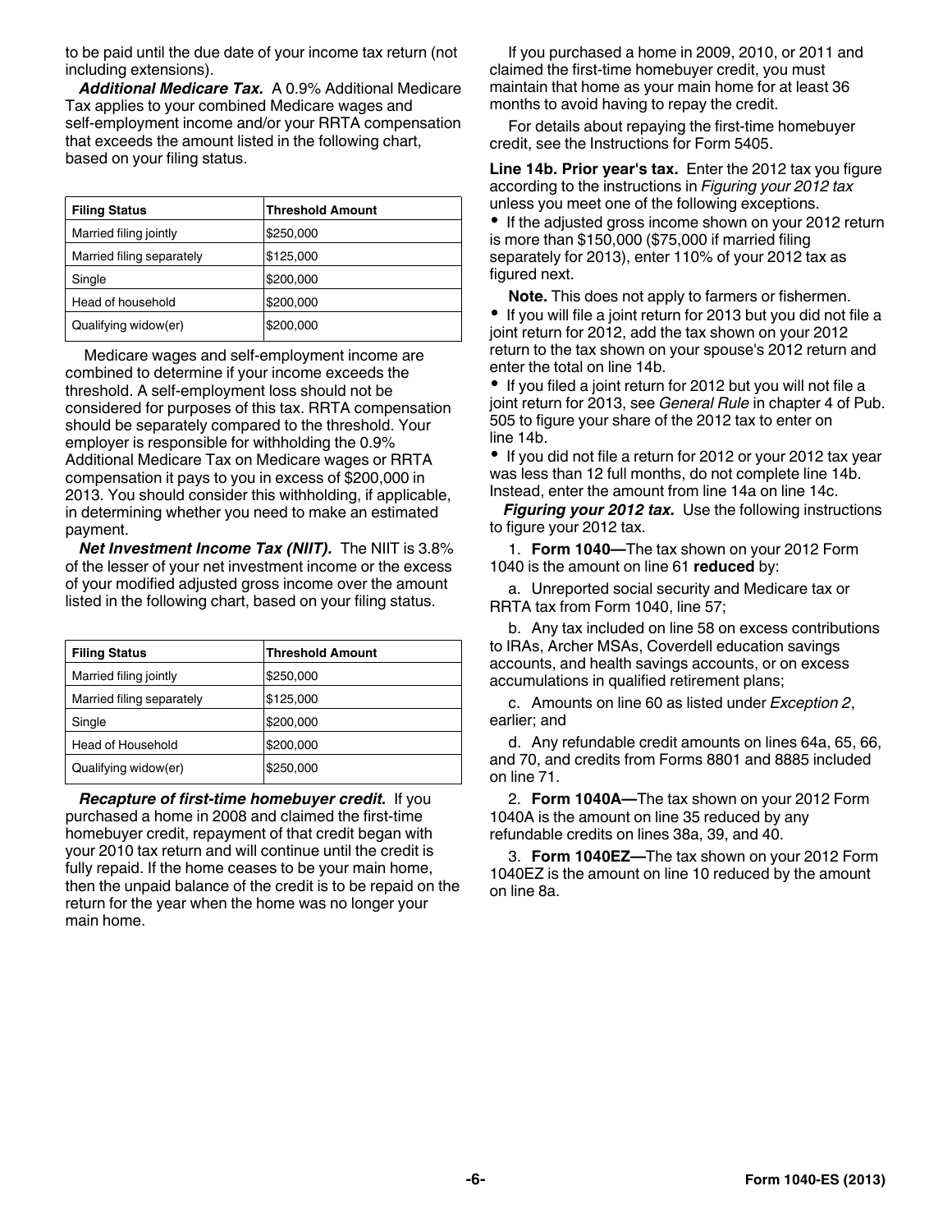to be paid until the due date of your income tax return (not including extensions).

***Additional Medicare Tax.*** A 0.9% Additional Medicare Tax applies to your combined Medicare wages and self-employment income and/or your RRTA compensation that exceeds the amount listed in the following chart, based on your filing status.

| Filing Status | Threshold Amount |
|---|---|
| Married filing jointly | $250,000 |
| Married filing separately | $125,000 |
| Single | $200,000 |
| Head of household | $200,000 |
| Qualifying widow(er) | $200,000 |

Medicare wages and self-employment income are combined to determine if your income exceeds the threshold. A self-employment loss should not be considered for purposes of this tax. RRTA compensation should be separately compared to the threshold. Your employer is responsible for withholding the 0.9% Additional Medicare Tax on Medicare wages or RRTA compensation it pays to you in excess of $200,000 in 2013. You should consider this withholding, if applicable, in determining whether you need to make an estimated payment.

***Net Investment Income Tax (NIIT).*** The NIIT is 3.8% of the lesser of your net investment income or the excess of your modified adjusted gross income over the amount listed in the following chart, based on your filing status.

| Filing Status | Threshold Amount |
|---|---|
| Married filing jointly | $250,000 |
| Married filing separately | $125,000 |
| Single | $200,000 |
| Head of Household | $200,000 |
| Qualifying widow(er) | $250,000 |

***Recapture of first-time homebuyer credit.*** If you purchased a home in 2008 and claimed the first-time homebuyer credit, repayment of that credit began with your 2010 tax return and will continue until the credit is fully repaid. If the home ceases to be your main home, then the unpaid balance of the credit is to be repaid on the return for the year when the home was no longer your main home.

If you purchased a home in 2009, 2010, or 2011 and claimed the first-time homebuyer credit, you must maintain that home as your main home for at least 36 months to avoid having to repay the credit.

For details about repaying the first-time homebuyer credit, see the Instructions for Form 5405.

**Line 14b. Prior year's tax.** Enter the 2012 tax you figure according to the instructions in *Figuring your 2012 tax* unless you meet one of the following exceptions.

- If the adjusted gross income shown on your 2012 return is more than $150,000 ($75,000 if married filing separately for 2013), enter 110% of your 2012 tax as figured next.

  **Note.** This does not apply to farmers or fishermen.

- If you will file a joint return for 2013 but you did not file a joint return for 2012, add the tax shown on your 2012 return to the tax shown on your spouse's 2012 return and enter the total on line 14b.
- If you filed a joint return for 2012 but you will not file a joint return for 2013, see *General Rule* in chapter 4 of Pub. 505 to figure your share of the 2012 tax to enter on line 14b.
- If you did not file a return for 2012 or your 2012 tax year was less than 12 full months, do not complete line 14b. Instead, enter the amount from line 14a on line 14c.

***Figuring your 2012 tax.*** Use the following instructions to figure your 2012 tax.

1. **Form 1040—**The tax shown on your 2012 Form 1040 is the amount on line 61 **reduced** by:

   a. Unreported social security and Medicare tax or RRTA tax from Form 1040, line 57;

   b. Any tax included on line 58 on excess contributions to IRAs, Archer MSAs, Coverdell education savings accounts, and health savings accounts, or on excess accumulations in qualified retirement plans;

   c. Amounts on line 60 as listed under *Exception 2*, earlier; and

   d. Any refundable credit amounts on lines 64a, 65, 66, and 70, and credits from Forms 8801 and 8885 included on line 71.

2. **Form 1040A—**The tax shown on your 2012 Form 1040A is the amount on line 35 reduced by any refundable credits on lines 38a, 39, and 40.

3. **Form 1040EZ—**The tax shown on your 2012 Form 1040EZ is the amount on line 10 reduced by the amount on line 8a.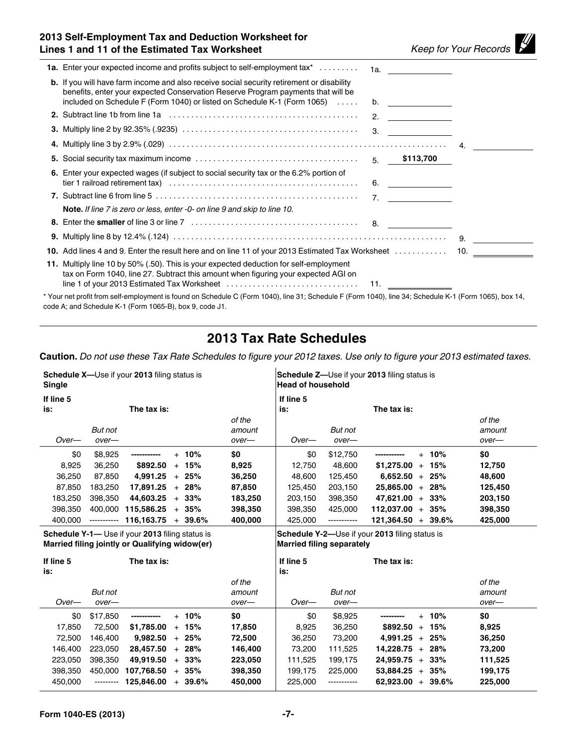## 2013 Self-Employment Tax and Deduction Worksheet for Lines 1 and 11 of the Estimated Tax Worksheet

*Keep for Your Records*

| Line | Description | | | |
|---|---|---|---|---|
| **1a.** | Enter your expected income and profits subject to self-employment tax* | 1a. | | |
| **b.** | If you will have farm income and also receive social security retirement or disability benefits, enter your expected Conservation Reserve Program payments that will be included on Schedule F (Form 1040) or listed on Schedule K-1 (Form 1065) | b. | | |
| **2.** | Subtract line 1b from line 1a | 2. | | |
| **3.** | Multiply line 2 by 92.35% (.9235) | 3. | | |
| **4.** | Multiply line 3 by 2.9% (.029) | | 4. | |
| **5.** | Social security tax maximum income | 5. | **$113,700** | |
| **6.** | Enter your expected wages (if subject to social security tax or the 6.2% portion of tier 1 railroad retirement tax) | 6. | | |
| **7.** | Subtract line 6 from line 5 | 7. | | |
| | **Note.** *If line 7 is zero or less, enter -0- on line 9 and skip to line 10.* | | | |
| **8.** | Enter the **smaller** of line 3 or line 7 | 8. | | |
| **9.** | Multiply line 8 by 12.4% (.124) | | 9. | |
| **10.** | Add lines 4 and 9. Enter the result here and on line 11 of your 2013 Estimated Tax Worksheet | | 10. | |
| **11.** | Multiply line 10 by 50% (.50). This is your expected deduction for self-employment tax on Form 1040, line 27. Subtract this amount when figuring your expected AGI on line 1 of your 2013 Estimated Tax Worksheet | 11. | | |

* Your net profit from self-employment is found on Schedule C (Form 1040), line 31; Schedule F (Form 1040), line 34; Schedule K-1 (Form 1065), box 14, code A; and Schedule K-1 (Form 1065-B), box 9, code J1.

# 2013 Tax Rate Schedules

**Caution.** *Do not use these Tax Rate Schedules to figure your 2012 taxes. Use only to figure your 2013 estimated taxes.*

**Schedule X—**Use if your **2013** filing status is **Single**

| If line 5 is: Over— | But not over— | The tax is: | | of the amount over— |
|---|---|---|---|---|
| $0 | $8,925 | ----------- | + 10% | $0 |
| 8,925 | 36,250 | $892.50 | + 15% | 8,925 |
| 36,250 | 87,850 | 4,991.25 | + 25% | 36,250 |
| 87,850 | 183,250 | 17,891.25 | + 28% | 87,850 |
| 183,250 | 398,350 | 44,603.25 | + 33% | 183,250 |
| 398,350 | 400,000 | 115,586.25 | + 35% | 398,350 |
| 400,000 | ----------- | 116,163.75 | + 39.6% | 400,000 |

**Schedule Y-1—** Use if your **2013** filing status is **Married filing jointly or Qualifying widow(er)**

| If line 5 is: Over— | But not over— | The tax is: | | of the amount over— |
|---|---|---|---|---|
| $0 | $17,850 | ----------- | + 10% | $0 |
| 17,850 | 72,500 | $1,785.00 | + 15% | 17,850 |
| 72,500 | 146,400 | 9,982.50 | + 25% | 72,500 |
| 146,400 | 223,050 | 28,457.50 | + 28% | 146,400 |
| 223,050 | 398,350 | 49,919.50 | + 33% | 223,050 |
| 398,350 | 450,000 | 107,768.50 | + 35% | 398,350 |
| 450,000 | --------- | 125,846.00 | + 39.6% | 450,000 |

**Schedule Z—**Use if your **2013** filing status is **Head of household**

| If line 5 is: Over— | But not over— | The tax is: | | of the amount over— |
|---|---|---|---|---|
| $0 | $12,750 | ----------- | + 10% | $0 |
| 12,750 | 48,600 | $1,275.00 | + 15% | 12,750 |
| 48,600 | 125,450 | 6,652.50 | + 25% | 48,600 |
| 125,450 | 203,150 | 25,865.00 | + 28% | 125,450 |
| 203,150 | 398,350 | 47,621.00 | + 33% | 203,150 |
| 398,350 | 425,000 | 112,037.00 | + 35% | 398,350 |
| 425,000 | ----------- | 121,364.50 | + 39.6% | 425,000 |

**Schedule Y-2—**Use if your **2013** filing status is **Married filing separately**

| If line 5 is: Over— | But not over— | The tax is: | | of the amount over— |
|---|---|---|---|---|
| $0 | $8,925 | --------- | + 10% | $0 |
| 8,925 | 36,250 | $892.50 | + 15% | 8,925 |
| 36,250 | 73,200 | 4,991.25 | + 25% | 36,250 |
| 73,200 | 111,525 | 14,228.75 | + 28% | 73,200 |
| 111,525 | 199,175 | 24,959.75 | + 33% | 111,525 |
| 199,175 | 225,000 | 53,884.25 | + 35% | 199,175 |
| 225,000 | ----------- | 62,923.00 | + 39.6% | 225,000 |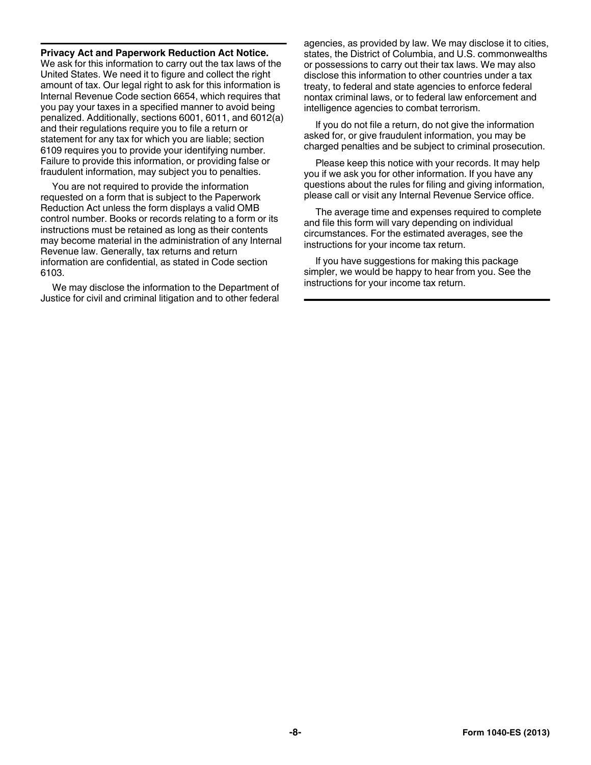**Privacy Act and Paperwork Reduction Act Notice.** We ask for this information to carry out the tax laws of the United States. We need it to figure and collect the right amount of tax. Our legal right to ask for this information is Internal Revenue Code section 6654, which requires that you pay your taxes in a specified manner to avoid being penalized. Additionally, sections 6001, 6011, and 6012(a) and their regulations require you to file a return or statement for any tax for which you are liable; section 6109 requires you to provide your identifying number. Failure to provide this information, or providing false or fraudulent information, may subject you to penalties.

You are not required to provide the information requested on a form that is subject to the Paperwork Reduction Act unless the form displays a valid OMB control number. Books or records relating to a form or its instructions must be retained as long as their contents may become material in the administration of any Internal Revenue law. Generally, tax returns and return information are confidential, as stated in Code section 6103.

We may disclose the information to the Department of Justice for civil and criminal litigation and to other federal agencies, as provided by law. We may disclose it to cities, states, the District of Columbia, and U.S. commonwealths or possessions to carry out their tax laws. We may also disclose this information to other countries under a tax treaty, to federal and state agencies to enforce federal nontax criminal laws, or to federal law enforcement and intelligence agencies to combat terrorism.

If you do not file a return, do not give the information asked for, or give fraudulent information, you may be charged penalties and be subject to criminal prosecution.

Please keep this notice with your records. It may help you if we ask you for other information. If you have any questions about the rules for filing and giving information, please call or visit any Internal Revenue Service office.

The average time and expenses required to complete and file this form will vary depending on individual circumstances. For the estimated averages, see the instructions for your income tax return.

If you have suggestions for making this package simpler, we would be happy to hear from you. See the instructions for your income tax return.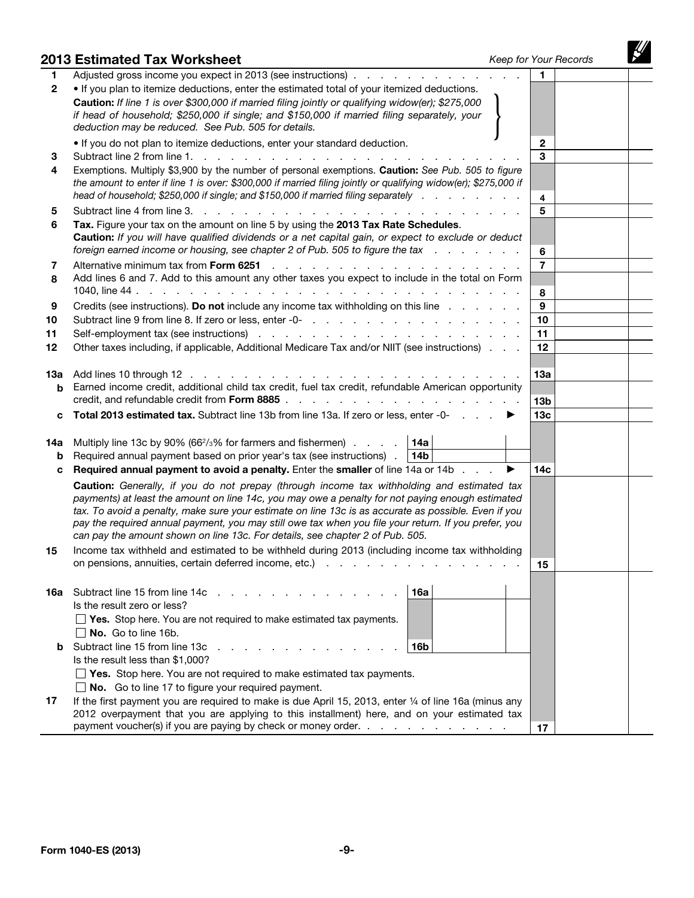## 2013 Estimated Tax Worksheet

*Keep for Your Records*

| | | | |
|---|---|---|---|
| **1** | Adjusted gross income you expect in 2013 (see instructions) | **1** | |
| **2** | • If you plan to itemize deductions, enter the estimated total of your itemized deductions. **Caution:** *If line 1 is over $300,000 if married filing jointly or qualifying widow(er); $275,000 if head of household; $250,000 if single; and $150,000 if married filing separately, your deduction may be reduced. See Pub. 505 for details.* <br> • If you do not plan to itemize deductions, enter your standard deduction. | **2** | |
| **3** | Subtract line 2 from line 1 | **3** | |
| **4** | Exemptions. Multiply $3,900 by the number of personal exemptions. **Caution:** *See Pub. 505 to figure the amount to enter if line 1 is over: $300,000 if married filing jointly or qualifying widow(er); $275,000 if head of household; $250,000 if single; and $150,000 if married filing separately* | **4** | |
| **5** | Subtract line 4 from line 3 | **5** | |
| **6** | **Tax.** Figure your tax on the amount on line 5 by using the **2013 Tax Rate Schedules**. **Caution:** *If you will have qualified dividends or a net capital gain, or expect to exclude or deduct foreign earned income or housing, see chapter 2 of Pub. 505 to figure the tax* | **6** | |
| **7** | Alternative minimum tax from **Form 6251** | **7** | |
| **8** | Add lines 6 and 7. Add to this amount any other taxes you expect to include in the total on Form 1040, line 44 | **8** | |
| **9** | Credits (see instructions). **Do not** include any income tax withholding on this line | **9** | |
| **10** | Subtract line 9 from line 8. If zero or less, enter -0- | **10** | |
| **11** | Self-employment tax (see instructions) | **11** | |
| **12** | Other taxes including, if applicable, Additional Medicare Tax and/or NIIT (see instructions) | **12** | |
| **13a** | Add lines 10 through 12 | **13a** | |
| **b** | Earned income credit, additional child tax credit, fuel tax credit, refundable American opportunity credit, and refundable credit from **Form 8885** | **13b** | |
| **c** | **Total 2013 estimated tax.** Subtract line 13b from line 13a. If zero or less, enter -0- ► | **13c** | |
| **14a** | Multiply line 13c by 90% (66⅔% for farmers and fishermen) — **14a** | | |
| **b** | Required annual payment based on prior year's tax (see instructions) — **14b** | | |
| **c** | **Required annual payment to avoid a penalty.** Enter the **smaller** of line 14a or 14b ► | **14c** | |
| | **Caution:** *Generally, if you do not prepay (through income tax withholding and estimated tax payments) at least the amount on line 14c, you may owe a penalty for not paying enough estimated tax. To avoid a penalty, make sure your estimate on line 13c is as accurate as possible. Even if you pay the required annual payment, you may still owe tax when you file your return. If you prefer, you can pay the amount shown on line 13c. For details, see chapter 2 of Pub. 505.* | | |
| **15** | Income tax withheld and estimated to be withheld during 2013 (including income tax withholding on pensions, annuities, certain deferred income, etc.) | **15** | |
| **16a** | Subtract line 15 from line 14c — **16a** <br> Is the result zero or less? <br> ☐ **Yes.** Stop here. You are not required to make estimated tax payments. <br> ☐ **No.** Go to line 16b. | | |
| **b** | Subtract line 15 from line 13c — **16b** <br> Is the result less than $1,000? <br> ☐ **Yes.** Stop here. You are not required to make estimated tax payments. <br> ☐ **No.** Go to line 17 to figure your required payment. | | |
| **17** | If the first payment you are required to make is due April 15, 2013, enter ¼ of line 16a (minus any 2012 overpayment that you are applying to this installment) here, and on your estimated tax payment voucher(s) if you are paying by check or money order | **17** | |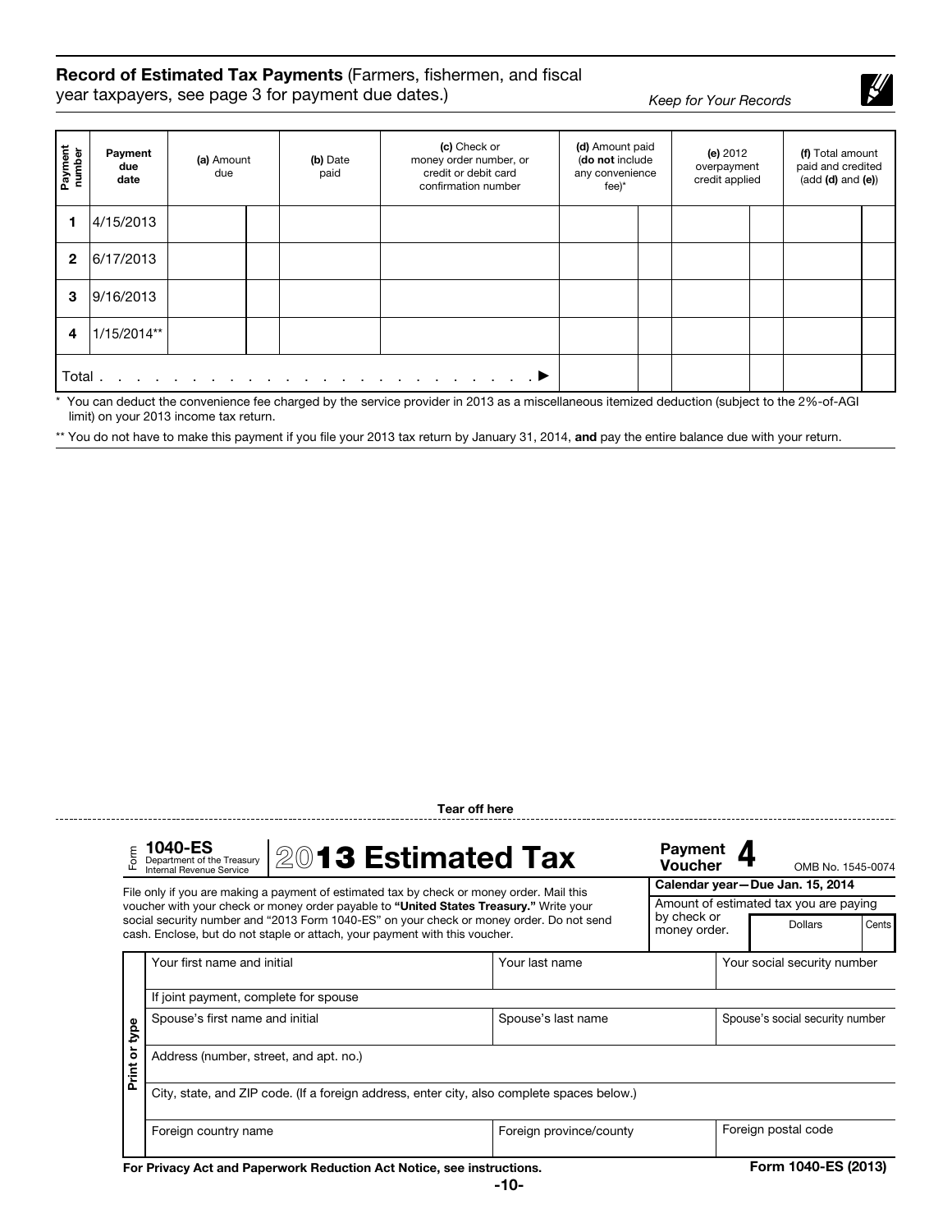## Record of Estimated Tax Payments (Farmers, fishermen, and fiscal year taxpayers, see page 3 for payment due dates.)

*Keep for Your Records*

| Payment number | Payment due date | (a) Amount due | (b) Date paid | (c) Check or money order number, or credit or debit card confirmation number | (d) Amount paid (**do not** include any convenience fee)* | (e) 2012 overpayment credit applied | (f) Total amount paid and credited (add **(d)** and **(e)**) |
|---|---|---|---|---|---|---|---|
| **1** | 4/15/2013 | | | | | | |
| **2** | 6/17/2013 | | | | | | |
| **3** | 9/16/2013 | | | | | | |
| **4** | 1/15/2014** | | | | | | |
| Total . . . . . . . . . . . . . . . . . . . . . . . ▶ | | | | | | | |

\* You can deduct the convenience fee charged by the service provider in 2013 as a miscellaneous itemized deduction (subject to the 2%-of-AGI limit) on your 2013 income tax return.

** You do not have to make this payment if you file your 2013 tax return by January 31, 2014, **and** pay the entire balance due with your return.

**Tear off here**

---

Form **1040-ES** Department of the Treasury Internal Revenue Service

# 2013 Estimated Tax

**Payment Voucher 4** OMB No. 1545-0074

File only if you are making a payment of estimated tax by check or money order. Mail this voucher with your check or money order payable to **"United States Treasury."** Write your social security number and "2013 Form 1040-ES" on your check or money order. Do not send cash. Enclose, but do not staple or attach, your payment with this voucher.

**Calendar year—Due Jan. 15, 2014**

Amount of estimated tax you are paying by check or money order. | Dollars | Cents |

**Print or type**

| Your first name and initial | Your last name | Your social security number |
|---|---|---|
| If joint payment, complete for spouse | | |
| Spouse's first name and initial | Spouse's last name | Spouse's social security number |
| Address (number, street, and apt. no.) | | |
| City, state, and ZIP code. (If a foreign address, enter city, also complete spaces below.) | | |
| Foreign country name | Foreign province/county | Foreign postal code |

**For Privacy Act and Paperwork Reduction Act Notice, see instructions.**

Form 1040-ES (2013)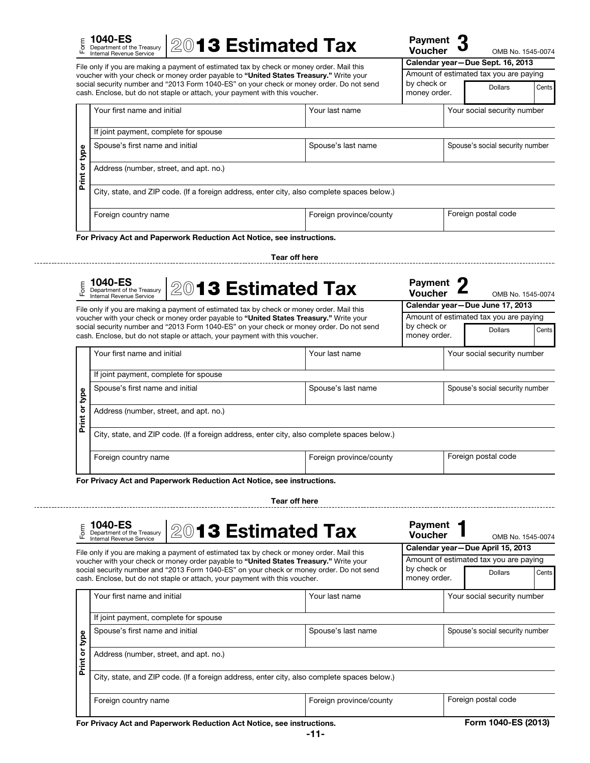Form **1040-ES** Department of the Treasury Internal Revenue Service

# 2013 Estimated Tax

**Payment Voucher 3**

OMB No. 1545-0074

File only if you are making a payment of estimated tax by check or money order. Mail this voucher with your check or money order payable to **"United States Treasury."** Write your social security number and "2013 Form 1040-ES" on your check or money order. Do not send cash. Enclose, but do not staple or attach, your payment with this voucher.

**Calendar year—Due Sept. 16, 2013**

Amount of estimated tax you are paying by check or money order.

| Dollars | Cents |
|---|---|
| | |

**Print or type**

| | | |
|---|---|---|
| Your first name and initial | Your last name | Your social security number |
| If joint payment, complete for spouse | | |
| Spouse's first name and initial | Spouse's last name | Spouse's social security number |
| Address (number, street, and apt. no.) | | |
| City, state, and ZIP code. (If a foreign address, enter city, also complete spaces below.) | | |
| Foreign country name | Foreign province/county | Foreign postal code |

**For Privacy Act and Paperwork Reduction Act Notice, see instructions.**

**Tear off here**

---

Form **1040-ES** Department of the Treasury Internal Revenue Service

# 2013 Estimated Tax

**Payment Voucher 2**

OMB No. 1545-0074

File only if you are making a payment of estimated tax by check or money order. Mail this voucher with your check or money order payable to **"United States Treasury."** Write your social security number and "2013 Form 1040-ES" on your check or money order. Do not send cash. Enclose, but do not staple or attach, your payment with this voucher.

**Calendar year—Due June 17, 2013**

Amount of estimated tax you are paying by check or money order.

| Dollars | Cents |
|---|---|
| | |

**Print or type**

| | | |
|---|---|---|
| Your first name and initial | Your last name | Your social security number |
| If joint payment, complete for spouse | | |
| Spouse's first name and initial | Spouse's last name | Spouse's social security number |
| Address (number, street, and apt. no.) | | |
| City, state, and ZIP code. (If a foreign address, enter city, also complete spaces below.) | | |
| Foreign country name | Foreign province/county | Foreign postal code |

**For Privacy Act and Paperwork Reduction Act Notice, see instructions.**

**Tear off here**

---

Form **1040-ES** Department of the Treasury Internal Revenue Service

# 2013 Estimated Tax

**Payment Voucher 1**

OMB No. 1545-0074

File only if you are making a payment of estimated tax by check or money order. Mail this voucher with your check or money order payable to **"United States Treasury."** Write your social security number and "2013 Form 1040-ES" on your check or money order. Do not send cash. Enclose, but do not staple or attach, your payment with this voucher.

**Calendar year—Due April 15, 2013**

Amount of estimated tax you are paying by check or money order.

| Dollars | Cents |
|---|---|
| | |

**Print or type**

| | | |
|---|---|---|
| Your first name and initial | Your last name | Your social security number |
| If joint payment, complete for spouse | | |
| Spouse's first name and initial | Spouse's last name | Spouse's social security number |
| Address (number, street, and apt. no.) | | |
| City, state, and ZIP code. (If a foreign address, enter city, also complete spaces below.) | | |
| Foreign country name | Foreign province/county | Foreign postal code |

**For Privacy Act and Paperwork Reduction Act Notice, see instructions.** **Form 1040-ES (2013)**